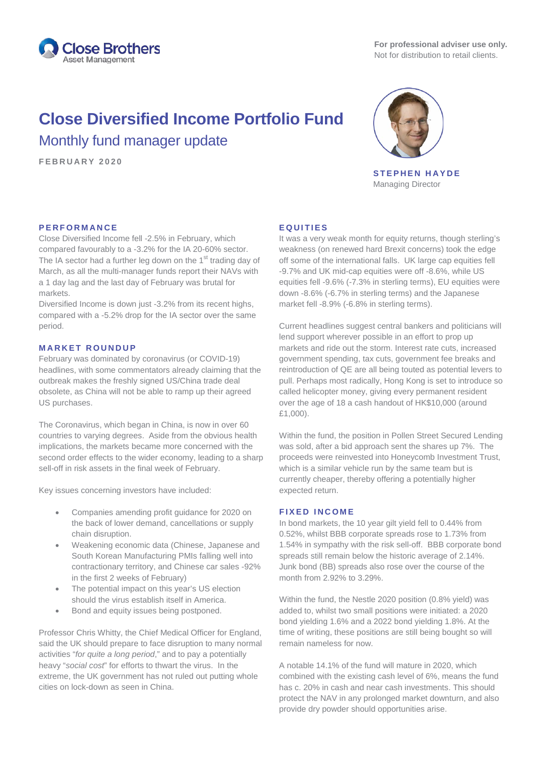For professional adviser use only.
Not for distribution to retail clients.

# Close Diversified Income Portfolio Fund

## Monthly fund manager update

**FEBRUARY 2020**

**STEPHEN HAYDE**
Managing Director

### PERFORMANCE

Close Diversified Income fell -2.5% in February, which compared favourably to a -3.2% for the IA 20-60% sector. The IA sector had a further leg down on the 1st trading day of March, as all the multi-manager funds report their NAVs with a 1 day lag and the last day of February was brutal for markets.

Diversified Income is down just -3.2% from its recent highs, compared with a -5.2% drop for the IA sector over the same period.

### MARKET ROUNDUP

February was dominated by coronavirus (or COVID-19) headlines, with some commentators already claiming that the outbreak makes the freshly signed US/China trade deal obsolete, as China will not be able to ramp up their agreed US purchases.

The Coronavirus, which began in China, is now in over 60 countries to varying degrees. Aside from the obvious health implications, the markets became more concerned with the second order effects to the wider economy, leading to a sharp sell-off in risk assets in the final week of February.

Key issues concerning investors have included:

- Companies amending profit guidance for 2020 on the back of lower demand, cancellations or supply chain disruption.
- Weakening economic data (Chinese, Japanese and South Korean Manufacturing PMIs falling well into contractionary territory, and Chinese car sales -92% in the first 2 weeks of February)
- The potential impact on this year's US election should the virus establish itself in America.
- Bond and equity issues being postponed.

Professor Chris Whitty, the Chief Medical Officer for England, said the UK should prepare to face disruption to many normal activities "*for quite a long period*," and to pay a potentially heavy "*social cost*" for efforts to thwart the virus. In the extreme, the UK government has not ruled out putting whole cities on lock-down as seen in China.

### EQUITIES

It was a very weak month for equity returns, though sterling's weakness (on renewed hard Brexit concerns) took the edge off some of the international falls. UK large cap equities fell -9.7% and UK mid-cap equities were off -8.6%, while US equities fell -9.6% (-7.3% in sterling terms), EU equities were down -8.6% (-6.7% in sterling terms) and the Japanese market fell -8.9% (-6.8% in sterling terms).

Current headlines suggest central bankers and politicians will lend support wherever possible in an effort to prop up markets and ride out the storm. Interest rate cuts, increased government spending, tax cuts, government fee breaks and reintroduction of QE are all being touted as potential levers to pull. Perhaps most radically, Hong Kong is set to introduce so called helicopter money, giving every permanent resident over the age of 18 a cash handout of HK$10,000 (around £1,000).

Within the fund, the position in Pollen Street Secured Lending was sold, after a bid approach sent the shares up 7%. The proceeds were reinvested into Honeycomb Investment Trust, which is a similar vehicle run by the same team but is currently cheaper, thereby offering a potentially higher expected return.

### FIXED INCOME

In bond markets, the 10 year gilt yield fell to 0.44% from 0.52%, whilst BBB corporate spreads rose to 1.73% from 1.54% in sympathy with the risk sell-off. BBB corporate bond spreads still remain below the historic average of 2.14%. Junk bond (BB) spreads also rose over the course of the month from 2.92% to 3.29%.

Within the fund, the Nestle 2020 position (0.8% yield) was added to, whilst two small positions were initiated: a 2020 bond yielding 1.6% and a 2022 bond yielding 1.8%. At the time of writing, these positions are still being bought so will remain nameless for now.

A notable 14.1% of the fund will mature in 2020, which combined with the existing cash level of 6%, means the fund has c. 20% in cash and near cash investments. This should protect the NAV in any prolonged market downturn, and also provide dry powder should opportunities arise.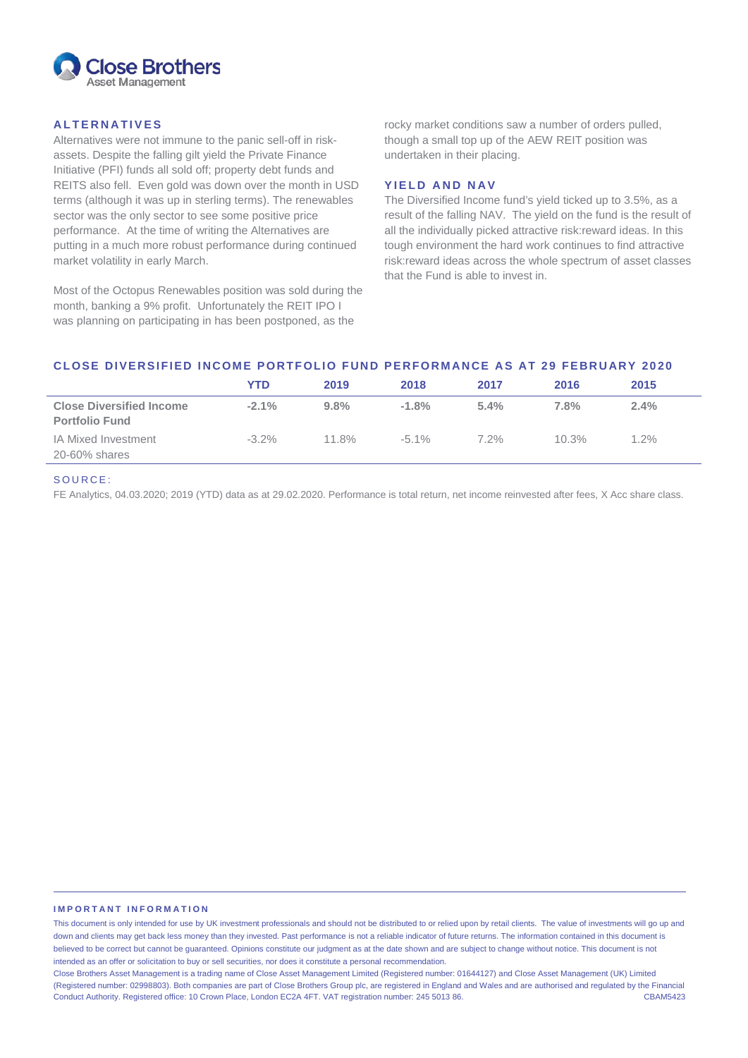## ALTERNATIVES

Alternatives were not immune to the panic sell-off in risk-assets. Despite the falling gilt yield the Private Finance Initiative (PFI) funds all sold off; property debt funds and REITS also fell. Even gold was down over the month in USD terms (although it was up in sterling terms). The renewables sector was the only sector to see some positive price performance. At the time of writing the Alternatives are putting in a much more robust performance during continued market volatility in early March.

Most of the Octopus Renewables position was sold during the month, banking a 9% profit. Unfortunately the REIT IPO I was planning on participating in has been postponed, as the rocky market conditions saw a number of orders pulled, though a small top up of the AEW REIT position was undertaken in their placing.

## YIELD AND NAV

The Diversified Income fund's yield ticked up to 3.5%, as a result of the falling NAV. The yield on the fund is the result of all the individually picked attractive risk:reward ideas. In this tough environment the hard work continues to find attractive risk:reward ideas across the whole spectrum of asset classes that the Fund is able to invest in.

## CLOSE DIVERSIFIED INCOME PORTFOLIO FUND PERFORMANCE AS AT 29 FEBRUARY 2020

| | YTD | 2019 | 2018 | 2017 | 2016 | 2015 |
|---|---|---|---|---|---|---|
| **Close Diversified Income Portfolio Fund** | **-2.1%** | **9.8%** | **-1.8%** | **5.4%** | **7.8%** | **2.4%** |
| IA Mixed Investment 20-60% shares | -3.2% | 11.8% | -5.1% | 7.2% | 10.3% | 1.2% |

SOURCE:

FE Analytics, 04.03.2020; 2019 (YTD) data as at 29.02.2020. Performance is total return, net income reinvested after fees, X Acc share class.

### IMPORTANT INFORMATION

This document is only intended for use by UK investment professionals and should not be distributed to or relied upon by retail clients. The value of investments will go up and down and clients may get back less money than they invested. Past performance is not a reliable indicator of future returns. The information contained in this document is believed to be correct but cannot be guaranteed. Opinions constitute our judgment as at the date shown and are subject to change without notice. This document is not intended as an offer or solicitation to buy or sell securities, nor does it constitute a personal recommendation.

Close Brothers Asset Management is a trading name of Close Asset Management Limited (Registered number: 01644127) and Close Asset Management (UK) Limited (Registered number: 02998803). Both companies are part of Close Brothers Group plc, are registered in England and Wales and are authorised and regulated by the Financial Conduct Authority. Registered office: 10 Crown Place, London EC2A 4FT. VAT registration number: 245 5013 86. CBAM5423